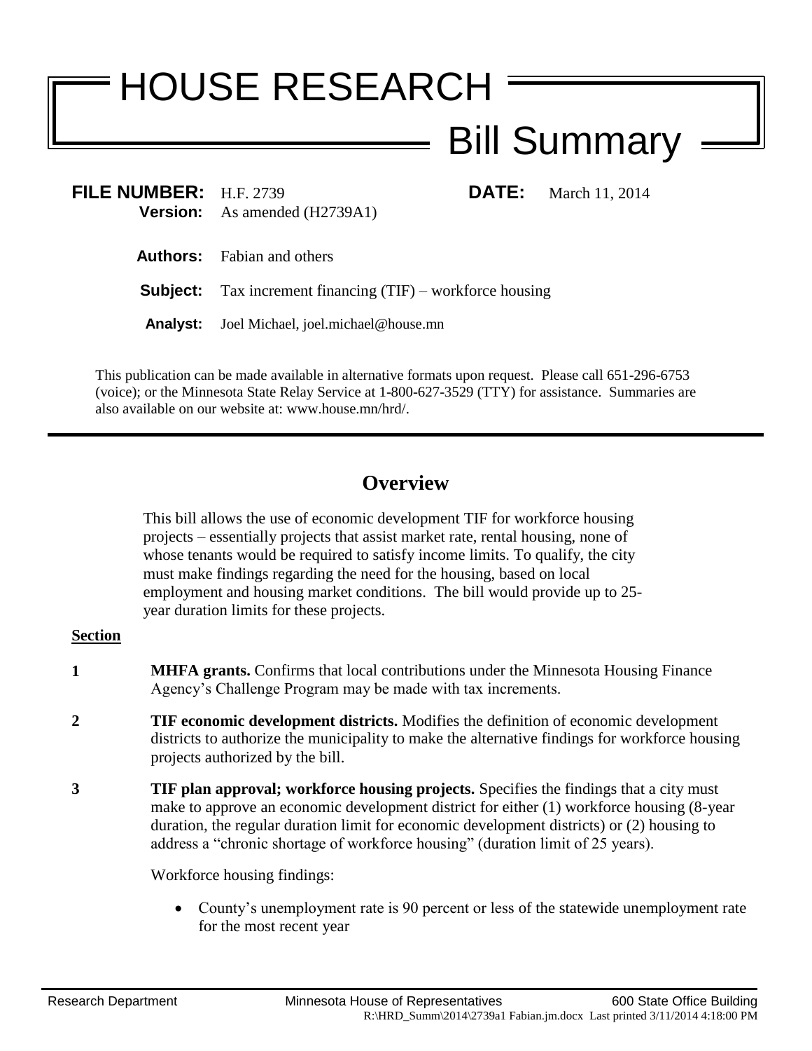# HOUSE RESEARCH

## Bill Summary

**FILE NUMBER:** H.F. 2739 **DATE:** March 11, 2014
**Version:** As amended (H2739A1)

**Authors:** Fabian and others

**Subject:** Tax increment financing (TIF) – workforce housing

**Analyst:** Joel Michael, joel.michael@house.mn

This publication can be made available in alternative formats upon request. Please call 651-296-6753 (voice); or the Minnesota State Relay Service at 1-800-627-3529 (TTY) for assistance. Summaries are also available on our website at: www.house.mn/hrd/.

## Overview

This bill allows the use of economic development TIF for workforce housing projects – essentially projects that assist market rate, rental housing, none of whose tenants would be required to satisfy income limits. To qualify, the city must make findings regarding the need for the housing, based on local employment and housing market conditions. The bill would provide up to 25-year duration limits for these projects.

**Section**

**1** **MHFA grants.** Confirms that local contributions under the Minnesota Housing Finance Agency's Challenge Program may be made with tax increments.

**2** **TIF economic development districts.** Modifies the definition of economic development districts to authorize the municipality to make the alternative findings for workforce housing projects authorized by the bill.

**3** **TIF plan approval; workforce housing projects.** Specifies the findings that a city must make to approve an economic development district for either (1) workforce housing (8-year duration, the regular duration limit for economic development districts) or (2) housing to address a "chronic shortage of workforce housing" (duration limit of 25 years).

Workforce housing findings:

- County's unemployment rate is 90 percent or less of the statewide unemployment rate for the most recent year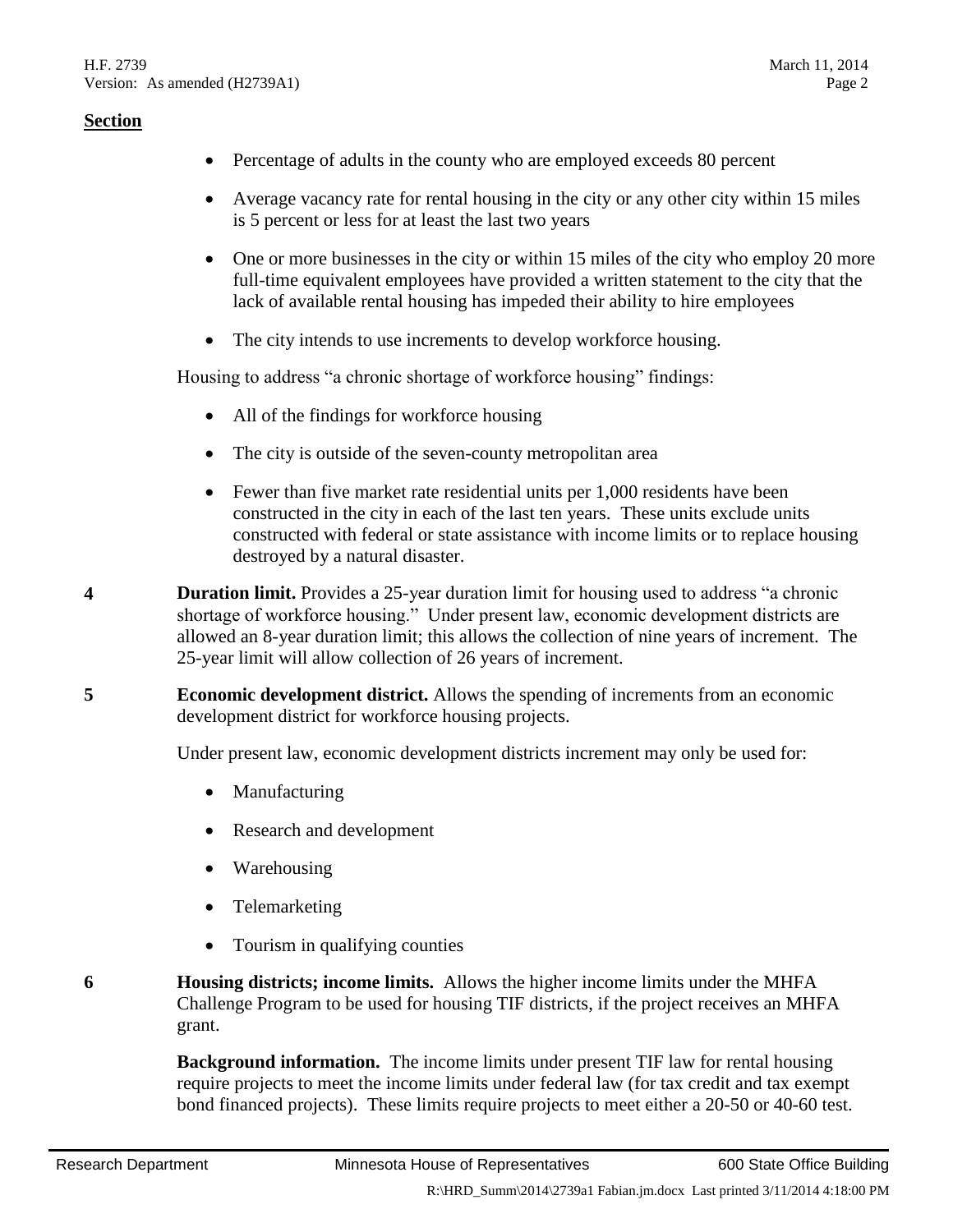**Section**

- Percentage of adults in the county who are employed exceeds 80 percent
- Average vacancy rate for rental housing in the city or any other city within 15 miles is 5 percent or less for at least the last two years
- One or more businesses in the city or within 15 miles of the city who employ 20 more full-time equivalent employees have provided a written statement to the city that the lack of available rental housing has impeded their ability to hire employees
- The city intends to use increments to develop workforce housing.

Housing to address "a chronic shortage of workforce housing" findings:

- All of the findings for workforce housing
- The city is outside of the seven-county metropolitan area
- Fewer than five market rate residential units per 1,000 residents have been constructed in the city in each of the last ten years. These units exclude units constructed with federal or state assistance with income limits or to replace housing destroyed by a natural disaster.

**4** **Duration limit.** Provides a 25-year duration limit for housing used to address "a chronic shortage of workforce housing." Under present law, economic development districts are allowed an 8-year duration limit; this allows the collection of nine years of increment. The 25-year limit will allow collection of 26 years of increment.

**5** **Economic development district.** Allows the spending of increments from an economic development district for workforce housing projects.

Under present law, economic development districts increment may only be used for:

- Manufacturing
- Research and development
- Warehousing
- Telemarketing
- Tourism in qualifying counties

**6** **Housing districts; income limits.** Allows the higher income limits under the MHFA Challenge Program to be used for housing TIF districts, if the project receives an MHFA grant.

**Background information.** The income limits under present TIF law for rental housing require projects to meet the income limits under federal law (for tax credit and tax exempt bond financed projects). These limits require projects to meet either a 20-50 or 40-60 test.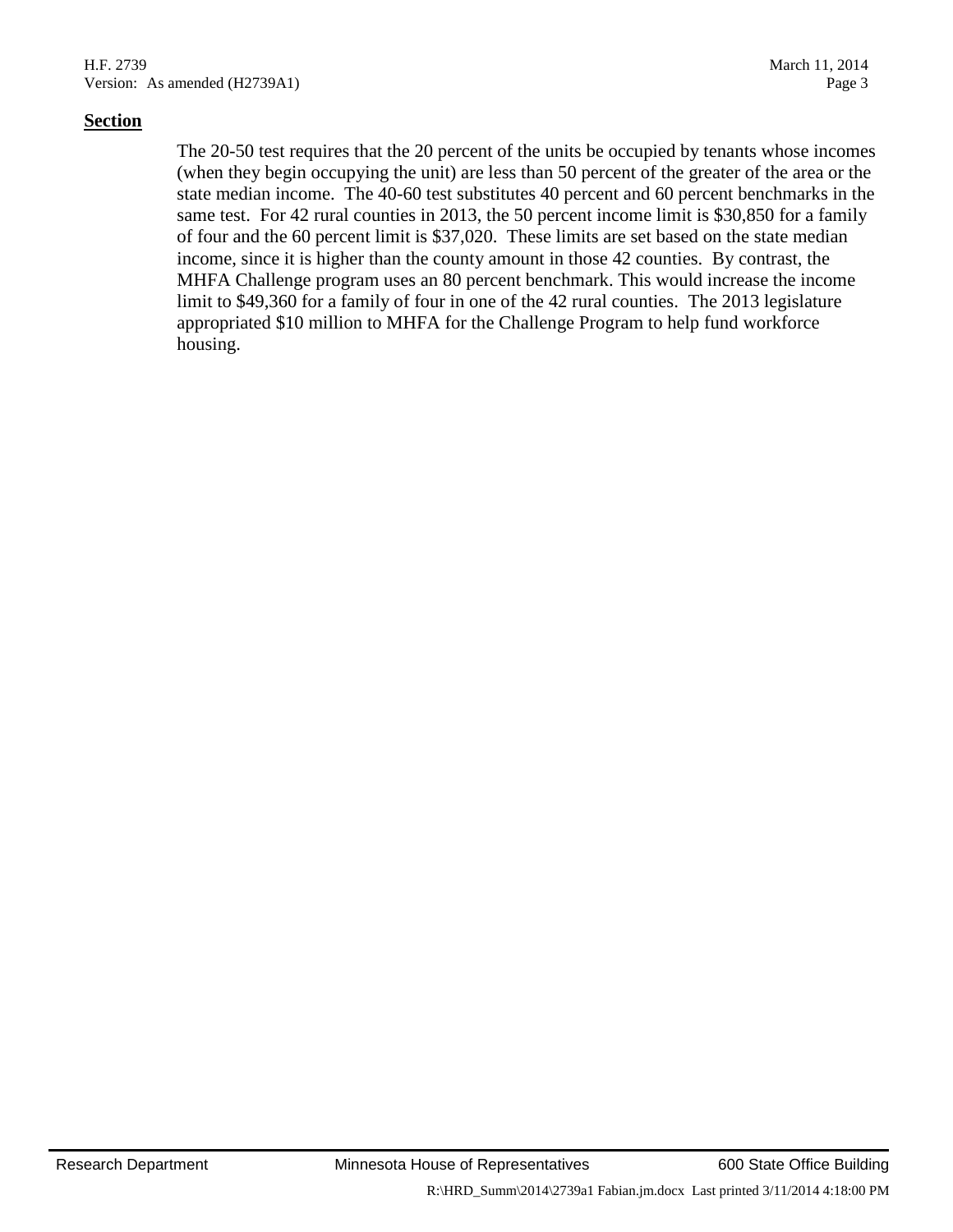**Section**

The 20-50 test requires that the 20 percent of the units be occupied by tenants whose incomes (when they begin occupying the unit) are less than 50 percent of the greater of the area or the state median income. The 40-60 test substitutes 40 percent and 60 percent benchmarks in the same test. For 42 rural counties in 2013, the 50 percent income limit is $30,850 for a family of four and the 60 percent limit is $37,020. These limits are set based on the state median income, since it is higher than the county amount in those 42 counties. By contrast, the MHFA Challenge program uses an 80 percent benchmark. This would increase the income limit to $49,360 for a family of four in one of the 42 rural counties. The 2013 legislature appropriated $10 million to MHFA for the Challenge Program to help fund workforce housing.